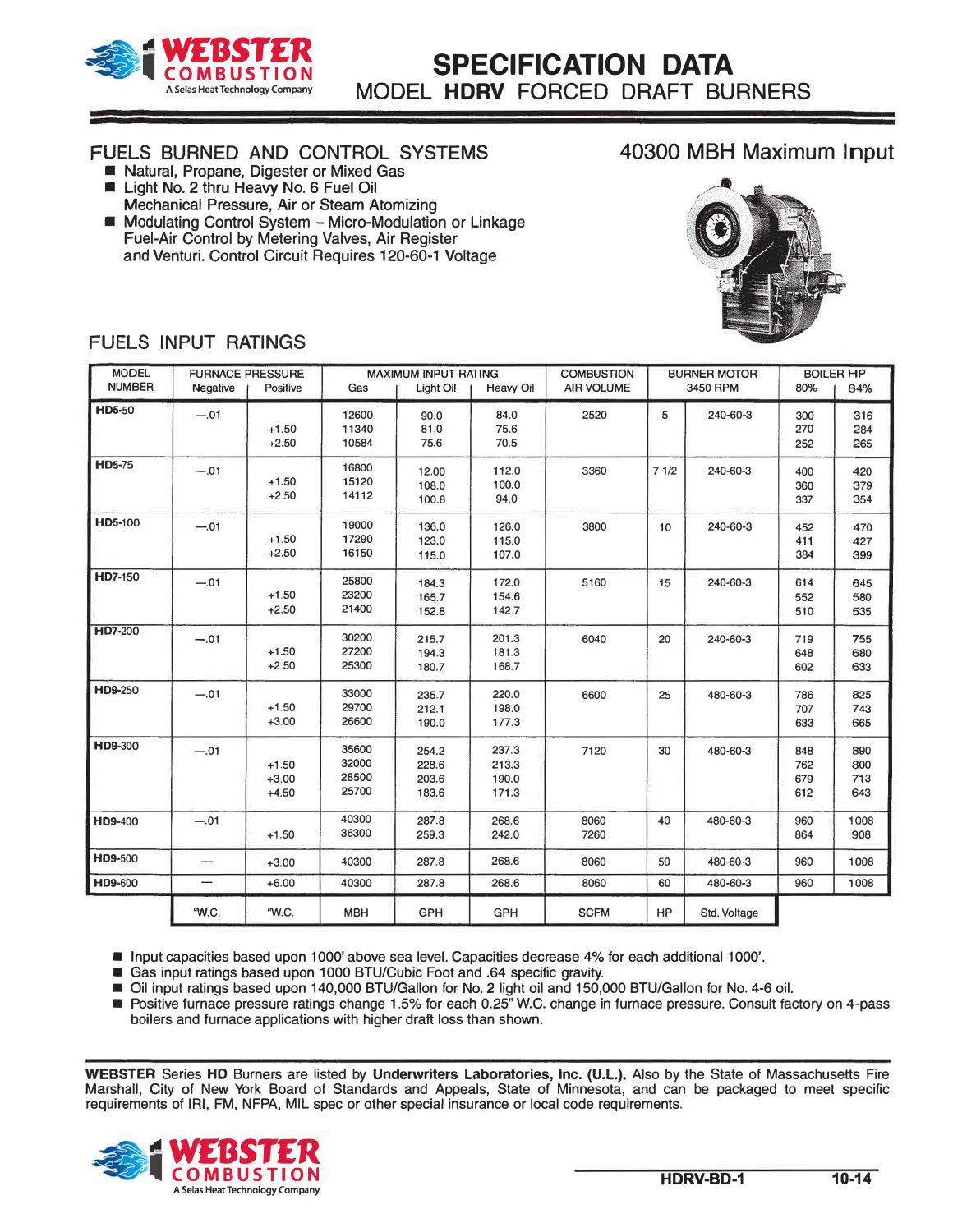# SPECIFICATION DATA

## MODEL **HDRV** FORCED DRAFT BURNERS

### FUELS BURNED AND CONTROL SYSTEMS

### 40300 MBH Maximum Input

- Natural, Propane, Digester or Mixed Gas
- Light No. 2 thru Heavy No. 6 Fuel Oil
  Mechanical Pressure, Air or Steam Atomizing
- Modulating Control System – Micro-Modulation or Linkage
  Fuel-Air Control by Metering Valves, Air Register
  and Venturi. Control Circuit Requires 120-60-1 Voltage

### FUELS INPUT RATINGS

| MODEL NUMBER | FURNACE PRESSURE | | MAXIMUM INPUT RATING | | | COMBUSTION AIR VOLUME | BURNER MOTOR 3450 RPM | | BOILER HP | |
|---|---|---|---|---|---|---|---|---|---|---|
| | Negative | Positive | Gas | Light Oil | Heavy Oil | | | | 80% | 84% |
| **HD5**-50 | —.01 | | 12600 | 90.0 | 84.0 | 2520 | 5 | 240-60-3 | 300 | 316 |
| | | +1.50 | 11340 | 81.0 | 75.6 | | | | 270 | 284 |
| | | +2.50 | 10584 | 75.6 | 70.5 | | | | 252 | 265 |
| **HD5**-75 | —.01 | | 16800 | 12.00 | 112.0 | 3360 | 7 1/2 | 240-60-3 | 400 | 420 |
| | | +1.50 | 15120 | 108.0 | 100.0 | | | | 360 | 379 |
| | | +2.50 | 14112 | 100.8 | 94.0 | | | | 337 | 354 |
| **HD5**-100 | —.01 | | 19000 | 136.0 | 126.0 | 3800 | 10 | 240-60-3 | 452 | 470 |
| | | +1.50 | 17290 | 123.0 | 115.0 | | | | 411 | 427 |
| | | +2.50 | 16150 | 115.0 | 107.0 | | | | 384 | 399 |
| **HD7**-150 | —.01 | | 25800 | 184.3 | 172.0 | 5160 | 15 | 240-60-3 | 614 | 645 |
| | | +1.50 | 23200 | 165.7 | 154.6 | | | | 552 | 580 |
| | | +2.50 | 21400 | 152.8 | 142.7 | | | | 510 | 535 |
| **HD7**-200 | —.01 | | 30200 | 215.7 | 201.3 | 6040 | 20 | 240-60-3 | 719 | 755 |
| | | +1.50 | 27200 | 194.3 | 181.3 | | | | 648 | 680 |
| | | +2.50 | 25300 | 180.7 | 168.7 | | | | 602 | 633 |
| **HD9**-250 | —.01 | | 33000 | 235.7 | 220.0 | 6600 | 25 | 480-60-3 | 786 | 825 |
| | | +1.50 | 29700 | 212.1 | 198.0 | | | | 707 | 743 |
| | | +3.00 | 26600 | 190.0 | 177.3 | | | | 633 | 665 |
| **HD9**-300 | —.01 | | 35600 | 254.2 | 237.3 | 7120 | 30 | 480-60-3 | 848 | 890 |
| | | +1.50 | 32000 | 228.6 | 213.3 | | | | 762 | 800 |
| | | +3.00 | 28500 | 203.6 | 190.0 | | | | 679 | 713 |
| | | +4.50 | 25700 | 183.6 | 171.3 | | | | 612 | 643 |
| **HD9**-400 | —.01 | | 40300 | 287.8 | 268.6 | 8060 | 40 | 480-60-3 | 960 | 1008 |
| | | +1.50 | 36300 | 259.3 | 242.0 | 7260 | | | 864 | 908 |
| **HD9**-500 | — | +3.00 | 40300 | 287.8 | 268.6 | 8060 | 50 | 480-60-3 | 960 | 1008 |
| **HD9**-600 | — | +6.00 | 40300 | 287.8 | 268.6 | 8060 | 60 | 480-60-3 | 960 | 1008 |
| | "W.C. | "W.C. | MBH | GPH | GPH | SCFM | HP | Std. Voltage | | |

- Input capacities based upon 1000' above sea level. Capacities decrease 4% for each additional 1000'.
- Gas input ratings based upon 1000 BTU/Cubic Foot and .64 specific gravity.
- Oil input ratings based upon 140,000 BTU/Gallon for No. 2 light oil and 150,000 BTU/Gallon for No. 4-6 oil.
- Positive furnace pressure ratings change 1.5% for each 0.25" W.C. change in furnace pressure. Consult factory on 4-pass boilers and furnace applications with higher draft loss than shown.

**WEBSTER** Series **HD** Burners are listed by **Underwriters Laboratories, Inc. (U.L.).** Also by the State of Massachusetts Fire Marshall, City of New York Board of Standards and Appeals, State of Minnesota, and can be packaged to meet specific requirements of IRI, FM, NFPA, MIL spec or other special insurance or local code requirements.

**HDRV-BD-1** **10-14**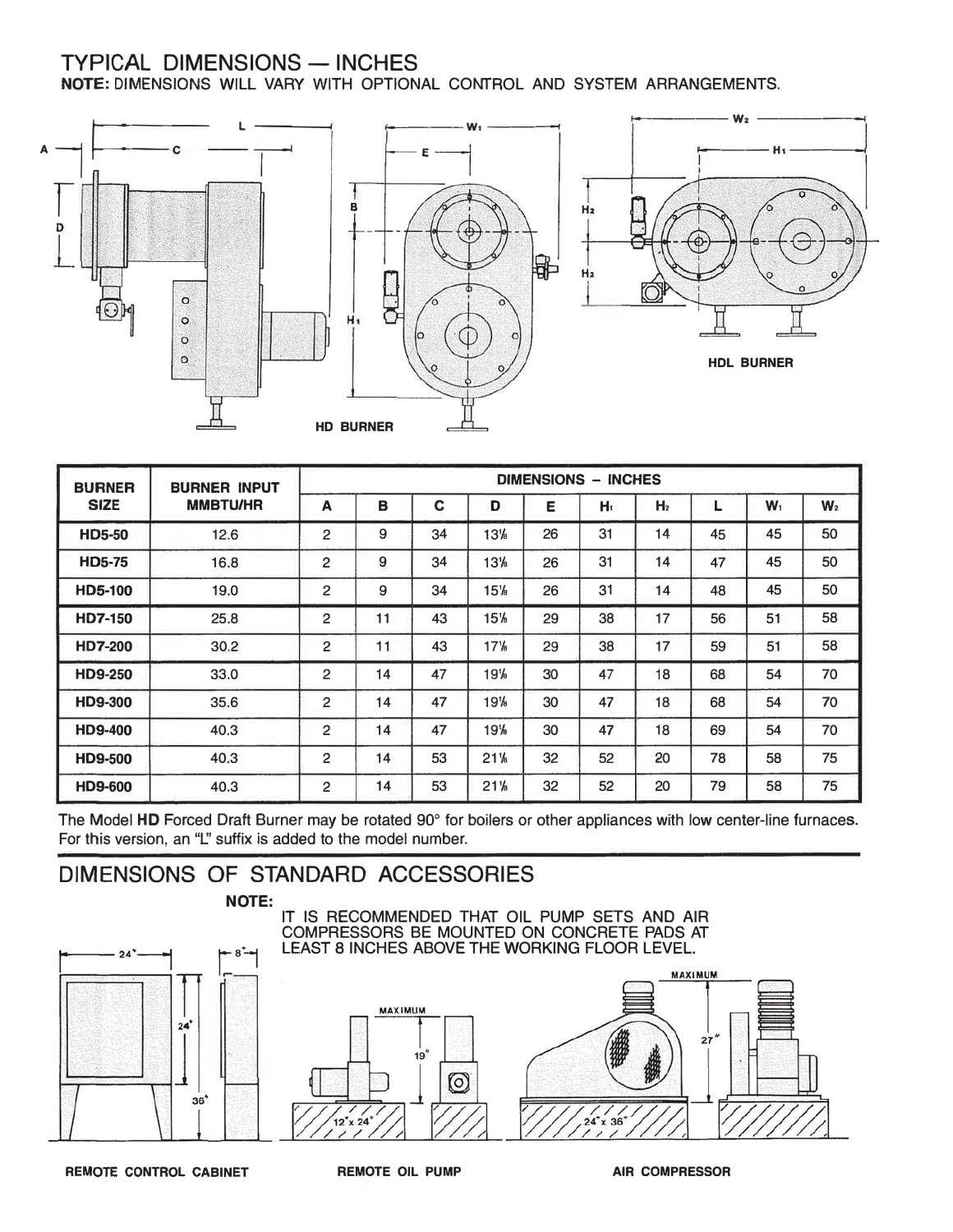## TYPICAL DIMENSIONS — INCHES

**NOTE:** DIMENSIONS WILL VARY WITH OPTIONAL CONTROL AND SYSTEM ARRANGEMENTS.

HD BURNER

HDL BURNER

| BURNER SIZE | BURNER INPUT MMBTU/HR | DIMENSIONS - INCHES | | | | | | | | | |
|---|---|---|---|---|---|---|---|---|---|---|---|
| | | A | B | C | D | E | $H_1$ | $H_2$ | L | $W_1$ | $W_2$ |
| HD5-50 | 12.6 | 2 | 9 | 34 | 13⅛ | 26 | 31 | 14 | 45 | 45 | 50 |
| HD5-75 | 16.8 | 2 | 9 | 34 | 13⅛ | 26 | 31 | 14 | 47 | 45 | 50 |
| HD5-100 | 19.0 | 2 | 9 | 34 | 15⅛ | 26 | 31 | 14 | 48 | 45 | 50 |
| HD7-150 | 25.8 | 2 | 11 | 43 | 15⅛ | 29 | 38 | 17 | 56 | 51 | 58 |
| HD7-200 | 30.2 | 2 | 11 | 43 | 17⅛ | 29 | 38 | 17 | 59 | 51 | 58 |
| HD9-250 | 33.0 | 2 | 14 | 47 | 19⅛ | 30 | 47 | 18 | 68 | 54 | 70 |
| HD9-300 | 35.6 | 2 | 14 | 47 | 19⅛ | 30 | 47 | 18 | 68 | 54 | 70 |
| HD9-400 | 40.3 | 2 | 14 | 47 | 19⅛ | 30 | 47 | 18 | 69 | 54 | 70 |
| HD9-500 | 40.3 | 2 | 14 | 53 | 21⅛ | 32 | 52 | 20 | 78 | 58 | 75 |
| HD9-600 | 40.3 | 2 | 14 | 53 | 21⅛ | 32 | 52 | 20 | 79 | 58 | 75 |

The Model **HD** Forced Draft Burner may be rotated 90° for boilers or other appliances with low center-line furnaces. For this version, an "L" suffix is added to the model number.

## DIMENSIONS OF STANDARD ACCESSORIES

**NOTE:**
IT IS RECOMMENDED THAT OIL PUMP SETS AND AIR COMPRESSORS BE MOUNTED ON CONCRETE PADS AT LEAST 8 INCHES ABOVE THE WORKING FLOOR LEVEL.

**REMOTE CONTROL CABINET** — 24" × 24", 8", 36"

**REMOTE OIL PUMP** — MAXIMUM 19", 12" x 24"

**AIR COMPRESSOR** — MAXIMUM 27", 24" x 36"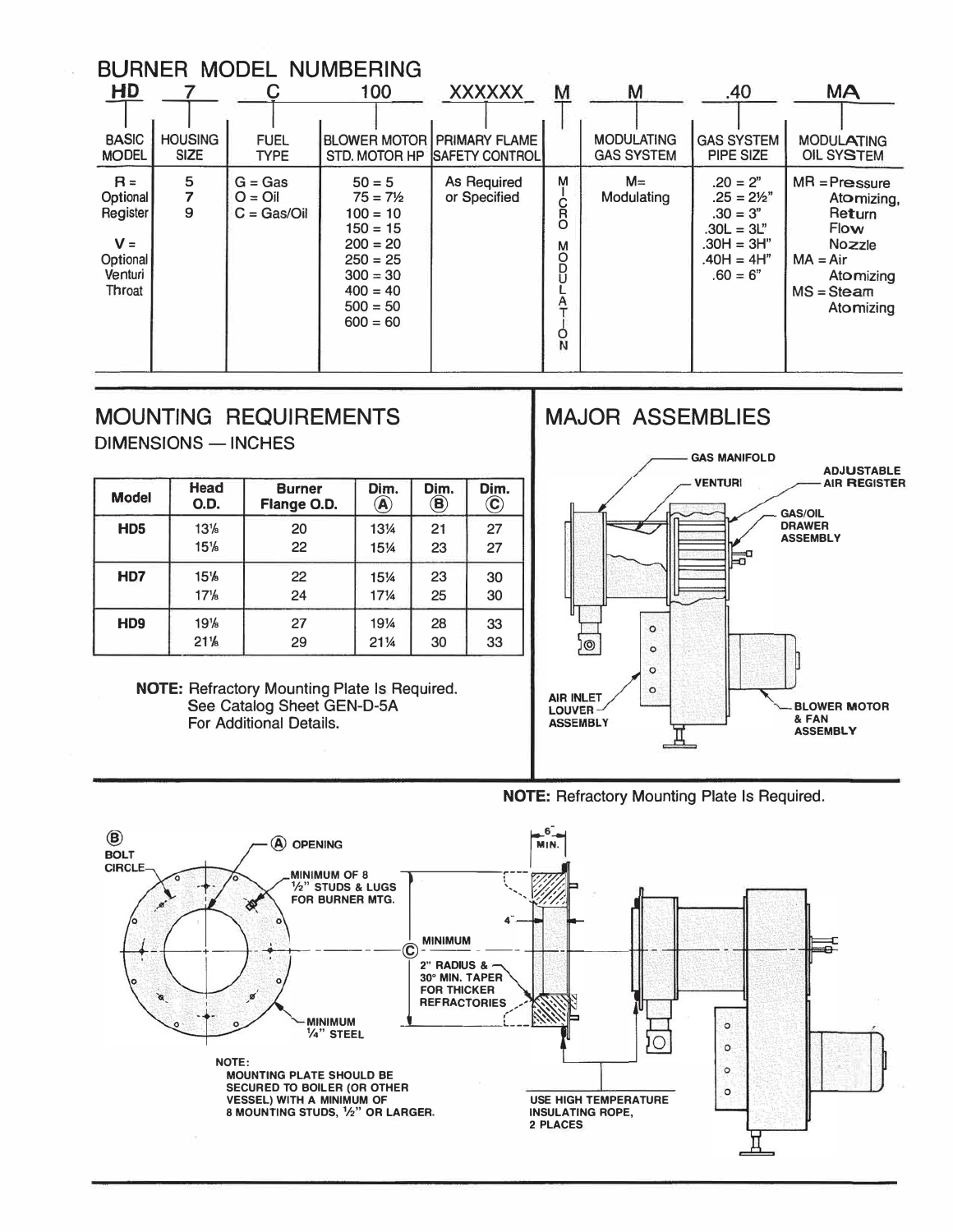# BURNER MODEL NUMBERING

| HD | 7 | C | 100 | XXXXXX | M | M | .40 | MA |
|---|---|---|---|---|---|---|---|---|
| BASIC MODEL | HOUSING SIZE | FUEL TYPE | BLOWER MOTOR STD. MOTOR HP | PRIMARY FLAME SAFETY CONTROL | MICRO MODULATION | MODULATING GAS SYSTEM | GAS SYSTEM PIPE SIZE | MODULATING OIL SYSTEM |
| R = Optional Register<br>V = Optional Venturi Throat | 5<br>7<br>9 | G = Gas<br>O = Oil<br>C = Gas/Oil | 50 = 5<br>75 = 7½<br>100 = 10<br>150 = 15<br>200 = 20<br>250 = 25<br>300 = 30<br>400 = 40<br>500 = 50<br>600 = 60 | As Required or Specified | | M= Modulating | .20 = 2"<br>.25 = 2½"<br>.30 = 3"<br>.30L = 3L"<br>.30H = 3H"<br>.40H = 4H"<br>.60 = 6" | MR = Pressure Atomizing, Return Flow Nozzle<br>MA = Air Atomizing<br>MS = Steam Atomizing |

## MOUNTING REQUIREMENTS

DIMENSIONS — INCHES

| Model | Head O.D. | Burner Flange O.D. | Dim. Ⓐ | Dim. Ⓑ | Dim. Ⓒ |
|---|---|---|---|---|---|
| HD5 | 13⅛ | 20 | 13¼ | 21 | 27 |
| | 15⅛ | 22 | 15¼ | 23 | 27 |
| HD7 | 15⅛ | 22 | 15¼ | 23 | 30 |
| | 17⅛ | 24 | 17¼ | 25 | 30 |
| HD9 | 19⅛ | 27 | 19¼ | 28 | 33 |
| | 21⅛ | 29 | 21¼ | 30 | 33 |

**NOTE:** Refractory Mounting Plate Is Required. See Catalog Sheet GEN-D-5A For Additional Details.

## MAJOR ASSEMBLIES

GAS MANIFOLD
VENTURI
ADJUSTABLE AIR REGISTER
GAS/OIL DRAWER ASSEMBLY
AIR INLET LOUVER ASSEMBLY
BLOWER MOTOR & FAN ASSEMBLY

**NOTE:** Refractory Mounting Plate Is Required.

Ⓑ BOLT CIRCLE
Ⓐ OPENING
MINIMUM OF 8 ½" STUDS & LUGS FOR BURNER MTG.
MINIMUM ¼" STEEL

NOTE:
MOUNTING PLATE SHOULD BE SECURED TO BOILER (OR OTHER VESSEL) WITH A MINIMUM OF 8 MOUNTING STUDS, ½" OR LARGER.

6" MIN.
4"
Ⓒ MINIMUM
2" RADIUS & 30° MIN. TAPER FOR THICKER REFRACTORIES
USE HIGH TEMPERATURE INSULATING ROPE, 2 PLACES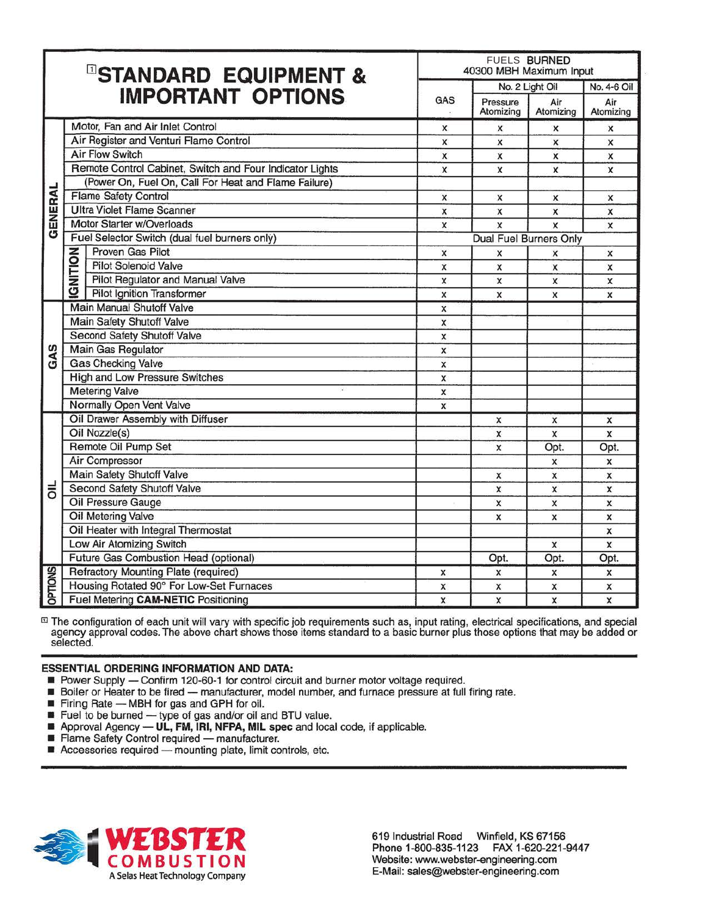| ①STANDARD EQUIPMENT & IMPORTANT OPTIONS | | | FUELS BURNED 40300 MBH Maximum Input | | | |
|---|---|---|---|---|---|---|
| | | | GAS | No. 2 Light Oil Pressure Atomizing | No. 2 Light Oil Air Atomizing | No. 4-6 Oil Air Atomizing |
| GENERAL | | Motor, Fan and Air Inlet Control | x | x | x | x |
| GENERAL | | Air Register and Venturi Flame Control | x | x | x | x |
| GENERAL | | Air Flow Switch | x | x | x | x |
| GENERAL | | Remote Control Cabinet, Switch and Four Indicator Lights (Power On, Fuel On, Call For Heat and Flame Failure) | x | x | x | x |
| GENERAL | | Flame Safety Control | x | x | x | x |
| GENERAL | | Ultra Violet Flame Scanner | x | x | x | x |
| GENERAL | | Motor Starter w/Overloads | x | x | x | x |
| GENERAL | | Fuel Selector Switch (dual fuel burners only) | Dual Fuel Burners Only | | | |
| GENERAL | IGNITION | Proven Gas Pilot | x | x | x | x |
| GENERAL | IGNITION | Pilot Solenoid Valve | x | x | x | x |
| GENERAL | IGNITION | Pilot Regulator and Manual Valve | x | x | x | x |
| GENERAL | IGNITION | Pilot Ignition Transformer | x | x | x | x |
| GAS | | Main Manual Shutoff Valve | x | | | |
| GAS | | Main Safety Shutoff Valve | x | | | |
| GAS | | Second Safety Shutoff Valve | x | | | |
| GAS | | Main Gas Regulator | x | | | |
| GAS | | Gas Checking Valve | x | | | |
| GAS | | High and Low Pressure Switches | x | | | |
| GAS | | Metering Valve | x | | | |
| GAS | | Normally Open Vent Valve | x | | | |
| OIL | | Oil Drawer Assembly with Diffuser | | x | x | x |
| OIL | | Oil Nozzle(s) | | x | x | x |
| OIL | | Remote Oil Pump Set | | x | Opt. | Opt. |
| OIL | | Air Compressor | | | x | x |
| OIL | | Main Safety Shutoff Valve | | x | x | x |
| OIL | | Second Safety Shutoff Valve | | x | x | x |
| OIL | | Oil Pressure Gauge | | x | x | x |
| OIL | | Oil Metering Valve | | x | x | x |
| OIL | | Oil Heater with Integral Thermostat | | | | x |
| OIL | | Low Air Atomizing Switch | | | x | x |
| OIL | | Future Gas Combustion Head (optional) | | Opt. | Opt. | Opt. |
| OPTIONS | | Refractory Mounting Plate (required) | x | x | x | x |
| OPTIONS | | Housing Rotated 90° For Low-Set Furnaces | x | x | x | x |
| OPTIONS | | Fuel Metering **CAM-NETIC** Positioning | x | x | x | x |

① The configuration of each unit will vary with specific job requirements such as, input rating, electrical specifications, and special agency approval codes. The above chart shows those items standard to a basic burner plus those options that may be added or selected.

**ESSENTIAL ORDERING INFORMATION AND DATA:**

- Power Supply — Confirm 120-60-1 for control circuit and burner motor voltage required.
- Boiler or Heater to be fired — manufacturer, model number, and furnace pressure at full firing rate.
- Firing Rate — MBH for gas and GPH for oil.
- Fuel to be burned — type of gas and/or oil and BTU value.
- Approval Agency — **UL, FM, IRI, NFPA, MIL spec** and local code, if applicable.
- Flame Safety Control required — manufacturer.
- Accessories required — mounting plate, limit controls, etc.

**WEBSTER COMBUSTION**
A Selas Heat Technology Company

619 Industrial Road  Winfield, KS 67156
Phone 1-800-835-1123  FAX 1-620-221-9447
Website: www.webster-engineering.com
E-Mail: sales@webster-engineering.com